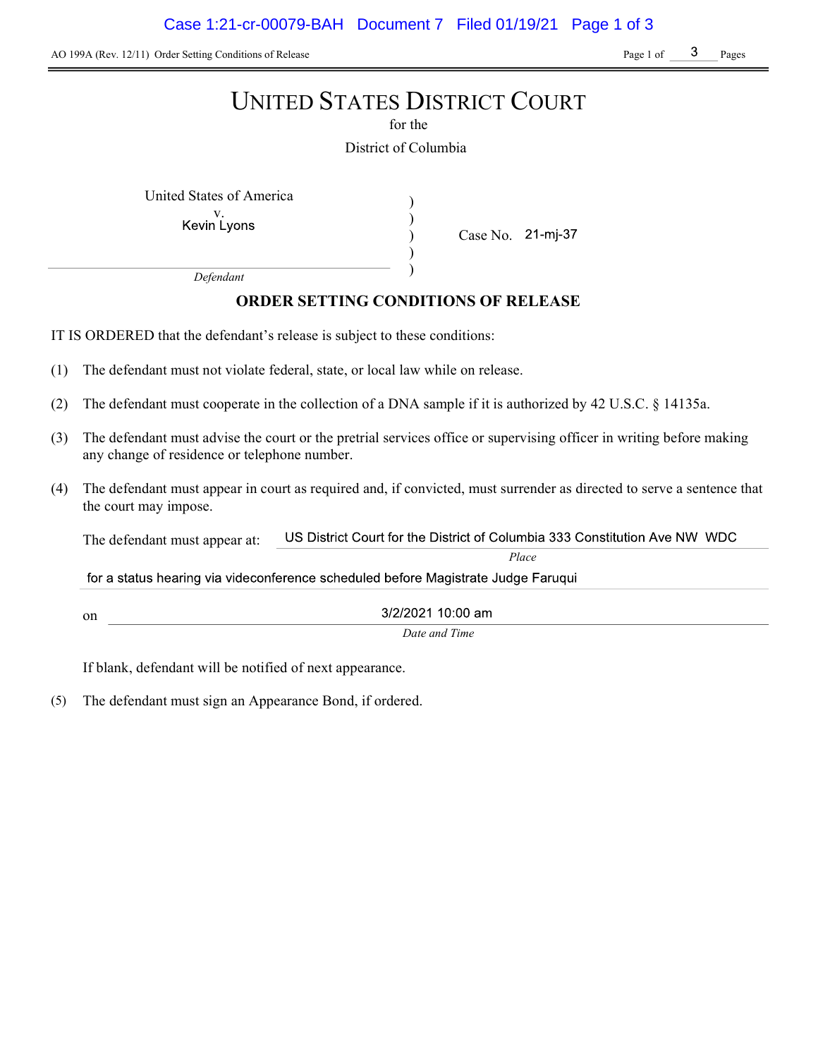AO 199A (Rev. 12/11) Order Setting Conditions of Release

# UNITED STATES DISTRICT COURT

for the

District of Columbia

United States of America
v.
Kevin Lyons

*Defendant*

Case No. 21-mj-37

## ORDER SETTING CONDITIONS OF RELEASE

IT IS ORDERED that the defendant's release is subject to these conditions:

(1) The defendant must not violate federal, state, or local law while on release.

(2) The defendant must cooperate in the collection of a DNA sample if it is authorized by 42 U.S.C. § 14135a.

(3) The defendant must advise the court or the pretrial services office or supervising officer in writing before making any change of residence or telephone number.

(4) The defendant must appear in court as required and, if convicted, must surrender as directed to serve a sentence that the court may impose.

The defendant must appear at: US District Court for the District of Columbia 333 Constitution Ave NW WDC
*Place*

for a status hearing via videoconference scheduled before Magistrate Judge Faruqui

on 3/2/2021 10:00 am
*Date and Time*

If blank, defendant will be notified of next appearance.

(5) The defendant must sign an Appearance Bond, if ordered.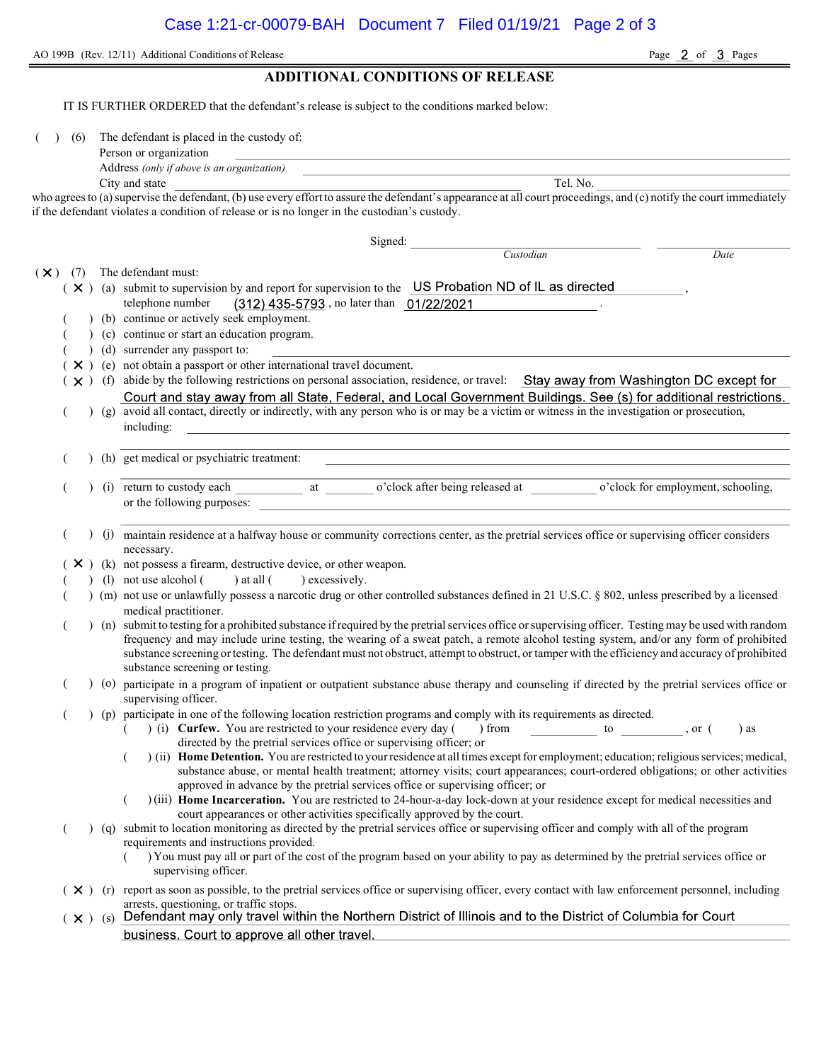AO 199B (Rev. 12/11) Additional Conditions of Release

## ADDITIONAL CONDITIONS OF RELEASE

IT IS FURTHER ORDERED that the defendant's release is subject to the conditions marked below:

( ) (6) The defendant is placed in the custody of:

Person or organization ______________________

Address *(only if above is an organization)* ______________________

City and state ______________________ Tel. No. ______________________

who agrees to (a) supervise the defendant, (b) use every effort to assure the defendant's appearance at all court proceedings, and (c) notify the court immediately if the defendant violates a condition of release or is no longer in the custodian's custody.

Signed: ______________________ ______________________

*Custodian* *Date*

( X ) (7) The defendant must:

( X ) (a) submit to supervision by and report for supervision to the US Probation ND of IL as directed ,
telephone number (312) 435-5793 , no later than 01/22/2021 .

( ) (b) continue or actively seek employment.

( ) (c) continue or start an education program.

( ) (d) surrender any passport to: ______________________

( X ) (e) not obtain a passport or other international travel document.

( X ) (f) abide by the following restrictions on personal association, residence, or travel: Stay away from Washington DC except for Court and stay away from all State, Federal, and Local Government Buildings. See (s) for additional restrictions.

( ) (g) avoid all contact, directly or indirectly, with any person who is or may be a victim or witness in the investigation or prosecution, including: ______________________

( ) (h) get medical or psychiatric treatment: ______________________

( ) (i) return to custody each __________ at ________ o'clock after being released at __________ o'clock for employment, schooling, or the following purposes: ______________________

( ) (j) maintain residence at a halfway house or community corrections center, as the pretrial services office or supervising officer considers necessary.

( X ) (k) not possess a firearm, destructive device, or other weapon.

( ) (l) not use alcohol ( ) at all ( ) excessively.

( ) (m) not use or unlawfully possess a narcotic drug or other controlled substances defined in 21 U.S.C. § 802, unless prescribed by a licensed medical practitioner.

( ) (n) submit to testing for a prohibited substance if required by the pretrial services office or supervising officer. Testing may be used with random frequency and may include urine testing, the wearing of a sweat patch, a remote alcohol testing system, and/or any form of prohibited substance screening or testing. The defendant must not obstruct, attempt to obstruct, or tamper with the efficiency and accuracy of prohibited substance screening or testing.

( ) (o) participate in a program of inpatient or outpatient substance abuse therapy and counseling if directed by the pretrial services office or supervising officer.

( ) (p) participate in one of the following location restriction programs and comply with its requirements as directed.

( ) (i) **Curfew.** You are restricted to your residence every day ( ) from __________ to __________, or ( ) as directed by the pretrial services office or supervising officer; or

( ) (ii) **Home Detention.** You are restricted to your residence at all times except for employment; education; religious services; medical, substance abuse, or mental health treatment; attorney visits; court appearances; court-ordered obligations; or other activities approved in advance by the pretrial services office or supervising officer; or

( ) (iii) **Home Incarceration.** You are restricted to 24-hour-a-day lock-down at your residence except for medical necessities and court appearances or other activities specifically approved by the court.

( ) (q) submit to location monitoring as directed by the pretrial services office or supervising officer and comply with all of the program requirements and instructions provided.

( ) You must pay all or part of the cost of the program based on your ability to pay as determined by the pretrial services office or supervising officer.

( X ) (r) report as soon as possible, to the pretrial services office or supervising officer, every contact with law enforcement personnel, including arrests, questioning, or traffic stops.

( X ) (s) Defendant may only travel within the Northern District of Illinois and to the District of Columbia for Court business. Court to approve all other travel.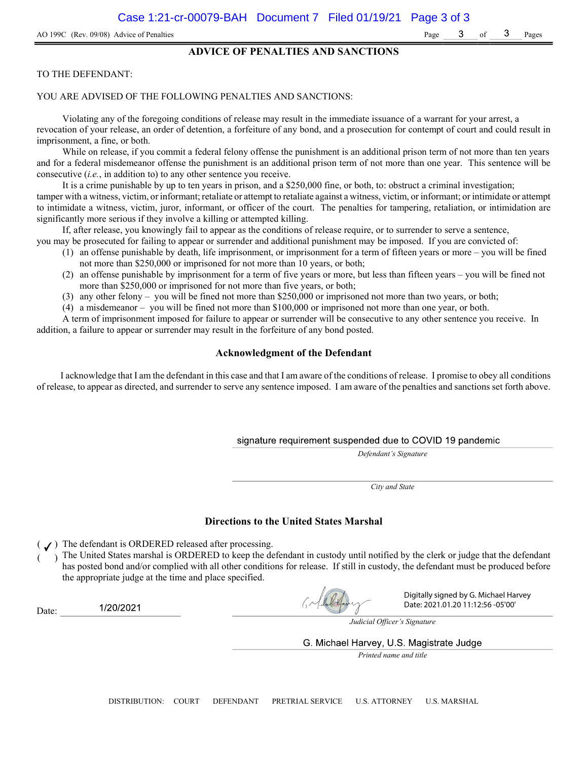AO 199C (Rev. 09/08) Advice of Penalties

## ADVICE OF PENALTIES AND SANCTIONS

TO THE DEFENDANT:

YOU ARE ADVISED OF THE FOLLOWING PENALTIES AND SANCTIONS:

Violating any of the foregoing conditions of release may result in the immediate issuance of a warrant for your arrest, a revocation of your release, an order of detention, a forfeiture of any bond, and a prosecution for contempt of court and could result in imprisonment, a fine, or both.

While on release, if you commit a federal felony offense the punishment is an additional prison term of not more than ten years and for a federal misdemeanor offense the punishment is an additional prison term of not more than one year. This sentence will be consecutive (*i.e.*, in addition to) to any other sentence you receive.

It is a crime punishable by up to ten years in prison, and a $250,000 fine, or both, to: obstruct a criminal investigation; tamper with a witness, victim, or informant; retaliate or attempt to retaliate against a witness, victim, or informant; or intimidate or attempt to intimidate a witness, victim, juror, informant, or officer of the court. The penalties for tampering, retaliation, or intimidation are significantly more serious if they involve a killing or attempted killing.

If, after release, you knowingly fail to appear as the conditions of release require, or to surrender to serve a sentence, you may be prosecuted for failing to appear or surrender and additional punishment may be imposed. If you are convicted of:

(1) an offense punishable by death, life imprisonment, or imprisonment for a term of fifteen years or more – you will be fined not more than $250,000 or imprisoned for not more than 10 years, or both;
(2) an offense punishable by imprisonment for a term of five years or more, but less than fifteen years – you will be fined not more than $250,000 or imprisoned for not more than five years, or both;
(3) any other felony – you will be fined not more than $250,000 or imprisoned not more than two years, or both;
(4) a misdemeanor – you will be fined not more than $100,000 or imprisoned not more than one year, or both.

A term of imprisonment imposed for failure to appear or surrender will be consecutive to any other sentence you receive. In addition, a failure to appear or surrender may result in the forfeiture of any bond posted.

### Acknowledgment of the Defendant

I acknowledge that I am the defendant in this case and that I am aware of the conditions of release. I promise to obey all conditions of release, to appear as directed, and surrender to serve any sentence imposed. I am aware of the penalties and sanctions set forth above.

signature requirement suspended due to COVID 19 pandemic
*Defendant's Signature*

*City and State*

### Directions to the United States Marshal

( ✓ ) The defendant is ORDERED released after processing.
(   ) The United States marshal is ORDERED to keep the defendant in custody until notified by the clerk or judge that the defendant has posted bond and/or complied with all other conditions for release. If still in custody, the defendant must be produced before the appropriate judge at the time and place specified.

Date: 1/20/2021

Digitally signed by G. Michael Harvey
Date: 2021.01.20 11:12:56 -05'00'
*Judicial Officer's Signature*

G. Michael Harvey, U.S. Magistrate Judge
*Printed name and title*

DISTRIBUTION: COURT DEFENDANT PRETRIAL SERVICE U.S. ATTORNEY U.S. MARSHAL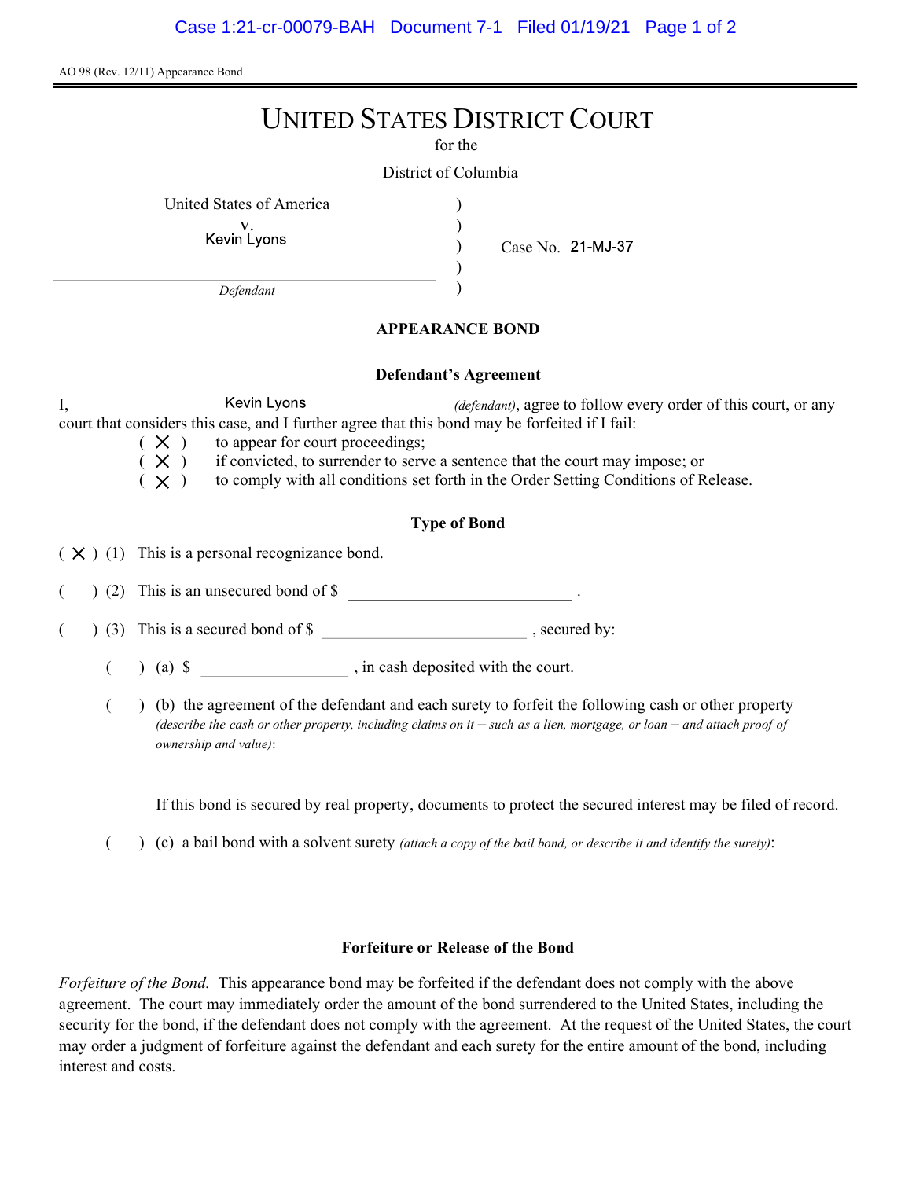AO 98 (Rev. 12/11) Appearance Bond

# UNITED STATES DISTRICT COURT

for the

District of Columbia

United States of America
v.
Kevin Lyons

*Defendant*

Case No. 21-MJ-37

## APPEARANCE BOND

### Defendant's Agreement

I, Kevin Lyons *(defendant)*, agree to follow every order of this court, or any court that considers this case, and I further agree that this bond may be forfeited if I fail:

( X ) to appear for court proceedings;
( X ) if convicted, to surrender to serve a sentence that the court may impose; or
( X ) to comply with all conditions set forth in the Order Setting Conditions of Release.

### Type of Bond

( X ) (1) This is a personal recognizance bond.

( ) (2) This is an unsecured bond of $ ____________________ .

( ) (3) This is a secured bond of $ ____________________ , secured by:

( ) (a) $ ______________ , in cash deposited with the court.

( ) (b) the agreement of the defendant and each surety to forfeit the following cash or other property *(describe the cash or other property, including claims on it – such as a lien, mortgage, or loan – and attach proof of ownership and value)*:

If this bond is secured by real property, documents to protect the secured interest may be filed of record.

( ) (c) a bail bond with a solvent surety *(attach a copy of the bail bond, or describe it and identify the surety)*:

### Forfeiture or Release of the Bond

*Forfeiture of the Bond.* This appearance bond may be forfeited if the defendant does not comply with the above agreement. The court may immediately order the amount of the bond surrendered to the United States, including the security for the bond, if the defendant does not comply with the agreement. At the request of the United States, the court may order a judgment of forfeiture against the defendant and each surety for the entire amount of the bond, including interest and costs.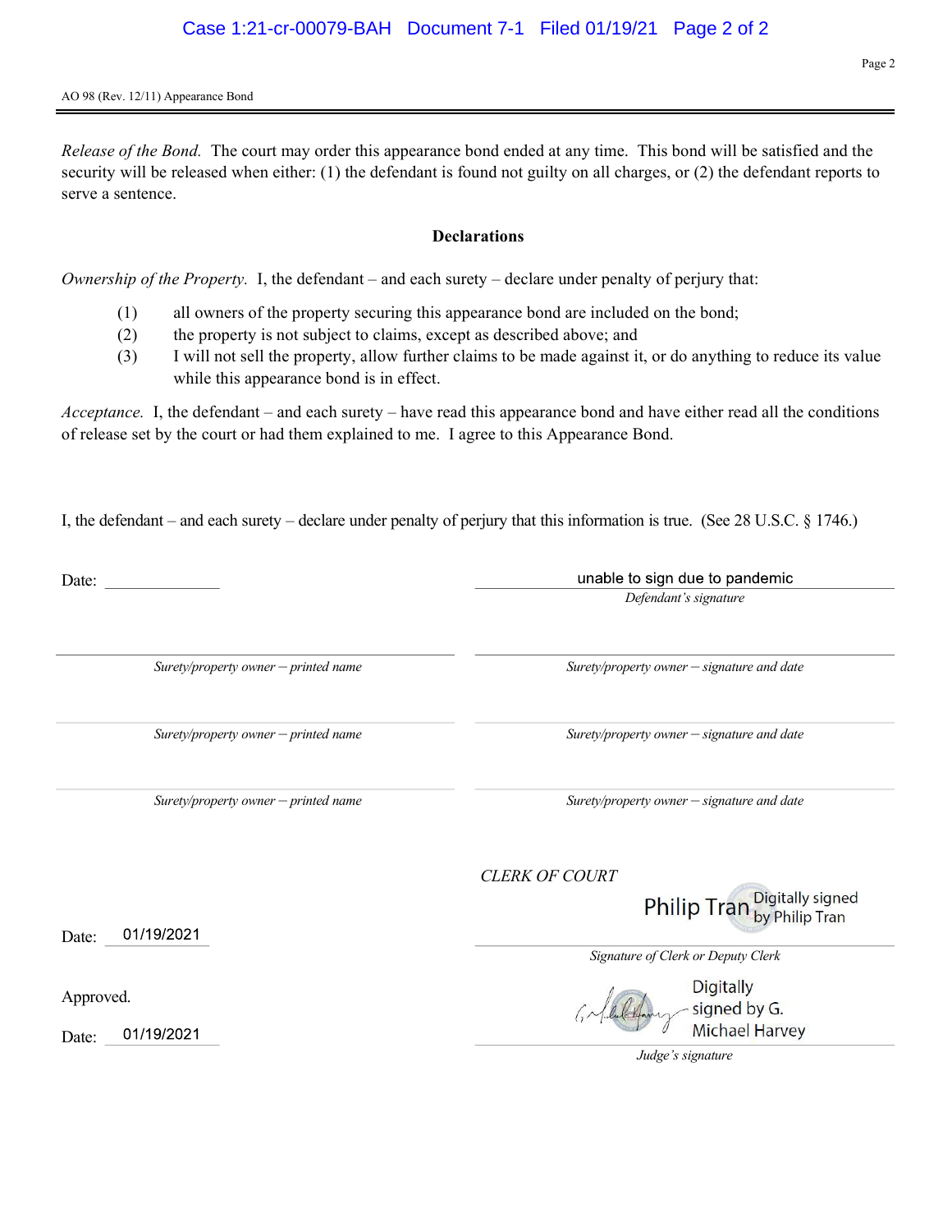AO 98 (Rev. 12/11) Appearance Bond

*Release of the Bond.* The court may order this appearance bond ended at any time. This bond will be satisfied and the security will be released when either: (1) the defendant is found not guilty on all charges, or (2) the defendant reports to serve a sentence.

**Declarations**

*Ownership of the Property.* I, the defendant – and each surety – declare under penalty of perjury that:

(1) all owners of the property securing this appearance bond are included on the bond;
(2) the property is not subject to claims, except as described above; and
(3) I will not sell the property, allow further claims to be made against it, or do anything to reduce its value while this appearance bond is in effect.

*Acceptance.* I, the defendant – and each surety – have read this appearance bond and have either read all the conditions of release set by the court or had them explained to me. I agree to this Appearance Bond.

I, the defendant – and each surety – declare under penalty of perjury that this information is true. (See 28 U.S.C. § 1746.)

Date: ______________

unable to sign due to pandemic
*Defendant's signature*

*Surety/property owner – printed name* | *Surety/property owner – signature and date*

*Surety/property owner – printed name* | *Surety/property owner – signature and date*

*Surety/property owner – printed name* | *Surety/property owner – signature and date*

*CLERK OF COURT*

Date: 01/19/2021

Philip Tran Digitally signed by Philip Tran
*Signature of Clerk or Deputy Clerk*

Approved.

Date: 01/19/2021

Digitally signed by G. Michael Harvey
*Judge's signature*